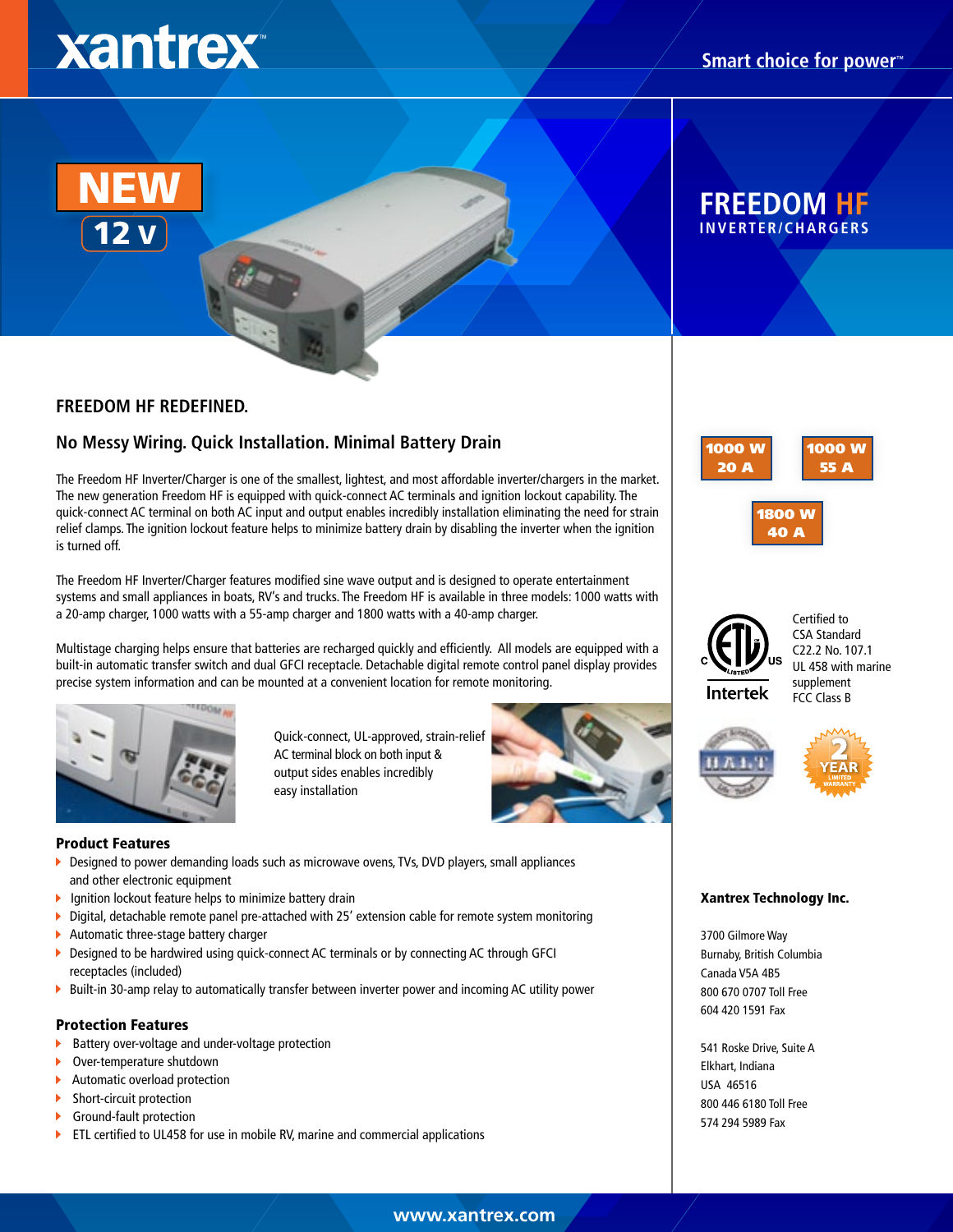xantrex

Smart choice for power™

NEW

12 V

# FREEDOM HF

## INVERTER/CHARGERS

## FREEDOM HF REDEFINED.

### No Messy Wiring. Quick Installation. Minimal Battery Drain

The Freedom HF Inverter/Charger is one of the smallest, lightest, and most affordable inverter/chargers in the market. The new generation Freedom HF is equipped with quick-connect AC terminals and ignition lockout capability. The quick-connect AC terminal on both AC input and output enables incredibly installation eliminating the need for strain relief clamps. The ignition lockout feature helps to minimize battery drain by disabling the inverter when the ignition is turned off.

The Freedom HF Inverter/Charger features modified sine wave output and is designed to operate entertainment systems and small appliances in boats, RV's and trucks. The Freedom HF is available in three models: 1000 watts with a 20-amp charger, 1000 watts with a 55-amp charger and 1800 watts with a 40-amp charger.

Multistage charging helps ensure that batteries are recharged quickly and efficiently. All models are equipped with a built-in automatic transfer switch and dual GFCI receptacle. Detachable digital remote control panel display provides precise system information and can be mounted at a convenient location for remote monitoring.

Quick-connect, UL-approved, strain-relief AC terminal block on both input & output sides enables incredibly easy installation

### Product Features

- Designed to power demanding loads such as microwave ovens, TVs, DVD players, small appliances and other electronic equipment
- Ignition lockout feature helps to minimize battery drain
- Digital, detachable remote panel pre-attached with 25' extension cable for remote system monitoring
- Automatic three-stage battery charger
- Designed to be hardwired using quick-connect AC terminals or by connecting AC through GFCI receptacles (included)
- Built-in 30-amp relay to automatically transfer between inverter power and incoming AC utility power

### Protection Features

- Battery over-voltage and under-voltage protection
- Over-temperature shutdown
- Automatic overload protection
- Short-circuit protection
- Ground-fault protection
- ETL certified to UL458 for use in mobile RV, marine and commercial applications

1000 W 20 A

1000 W 55 A

1800 W 40 A

Certified to CSA Standard C22.2 No. 107.1 UL 458 with marine supplement FCC Class B

2 YEAR LIMITED WARRANTY

**Xantrex Technology Inc.**

3700 Gilmore Way
Burnaby, British Columbia
Canada V5A 4B5
800 670 0707 Toll Free
604 420 1591 Fax

541 Roske Drive, Suite A
Elkhart, Indiana
USA 46516
800 446 6180 Toll Free
574 294 5989 Fax

www.xantrex.com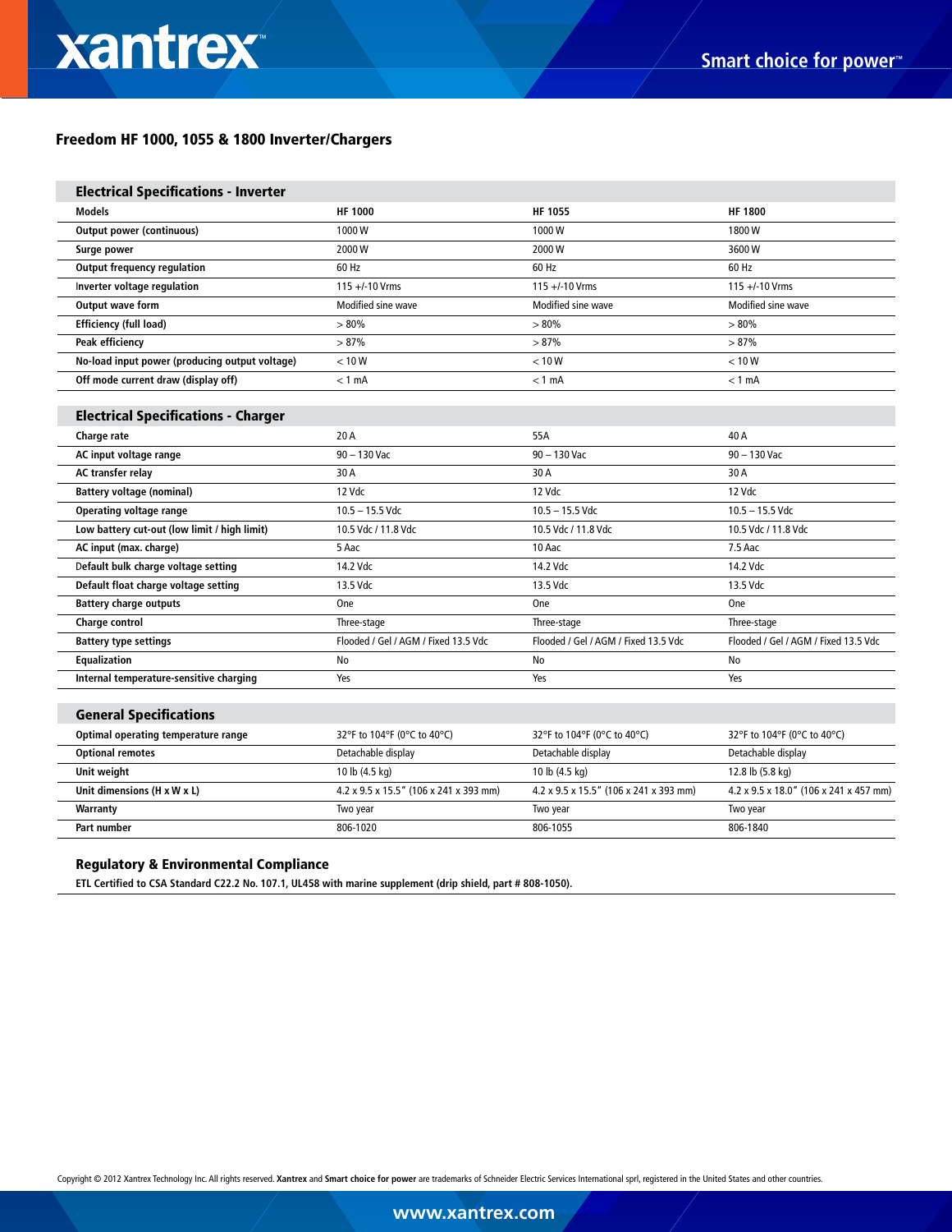## Freedom HF 1000, 1055 & 1800 Inverter/Chargers

### Electrical Specifications - Inverter

| Models | HF 1000 | HF 1055 | HF 1800 |
|---|---|---|---|
| Output power (continuous) | 1000 W | 1000 W | 1800 W |
| Surge power | 2000 W | 2000 W | 3600 W |
| Output frequency regulation | 60 Hz | 60 Hz | 60 Hz |
| Inverter voltage regulation | 115 +/-10 Vrms | 115 +/-10 Vrms | 115 +/-10 Vrms |
| Output wave form | Modified sine wave | Modified sine wave | Modified sine wave |
| Efficiency (full load) | > 80% | > 80% | > 80% |
| Peak efficiency | > 87% | > 87% | > 87% |
| No-load input power (producing output voltage) | < 10 W | < 10 W | < 10 W |
| Off mode current draw (display off) | < 1 mA | < 1 mA | < 1 mA |

### Electrical Specifications - Charger

| | | | |
|---|---|---|---|
| Charge rate | 20 A | 55A | 40 A |
| AC input voltage range | 90 – 130 Vac | 90 – 130 Vac | 90 – 130 Vac |
| AC transfer relay | 30 A | 30 A | 30 A |
| Battery voltage (nominal) | 12 Vdc | 12 Vdc | 12 Vdc |
| Operating voltage range | 10.5 – 15.5 Vdc | 10.5 – 15.5 Vdc | 10.5 – 15.5 Vdc |
| Low battery cut-out (low limit / high limit) | 10.5 Vdc / 11.8 Vdc | 10.5 Vdc / 11.8 Vdc | 10.5 Vdc / 11.8 Vdc |
| AC input (max. charge) | 5 Aac | 10 Aac | 7.5 Aac |
| Default bulk charge voltage setting | 14.2 Vdc | 14.2 Vdc | 14.2 Vdc |
| Default float charge voltage setting | 13.5 Vdc | 13.5 Vdc | 13.5 Vdc |
| Battery charge outputs | One | One | One |
| Charge control | Three-stage | Three-stage | Three-stage |
| Battery type settings | Flooded / Gel / AGM / Fixed 13.5 Vdc | Flooded / Gel / AGM / Fixed 13.5 Vdc | Flooded / Gel / AGM / Fixed 13.5 Vdc |
| Equalization | No | No | No |
| Internal temperature-sensitive charging | Yes | Yes | Yes |

### General Specifications

| | | | |
|---|---|---|---|
| Optimal operating temperature range | 32°F to 104°F (0°C to 40°C) | 32°F to 104°F (0°C to 40°C) | 32°F to 104°F (0°C to 40°C) |
| Optional remotes | Detachable display | Detachable display | Detachable display |
| Unit weight | 10 lb (4.5 kg) | 10 lb (4.5 kg) | 12.8 lb (5.8 kg) |
| Unit dimensions (H x W x L) | 4.2 x 9.5 x 15.5" (106 x 241 x 393 mm) | 4.2 x 9.5 x 15.5" (106 x 241 x 393 mm) | 4.2 x 9.5 x 18.0" (106 x 241 x 457 mm) |
| Warranty | Two year | Two year | Two year |
| Part number | 806-1020 | 806-1055 | 806-1840 |

### Regulatory & Environmental Compliance

**ETL Certified to CSA Standard C22.2 No. 107.1, UL458 with marine supplement (drip shield, part # 808-1050).**

Copyright © 2012 Xantrex Technology Inc. All rights reserved. **Xantrex** and **Smart choice for power** are trademarks of Schneider Electric Services International sprl, registered in the United States and other countries.

www.xantrex.com